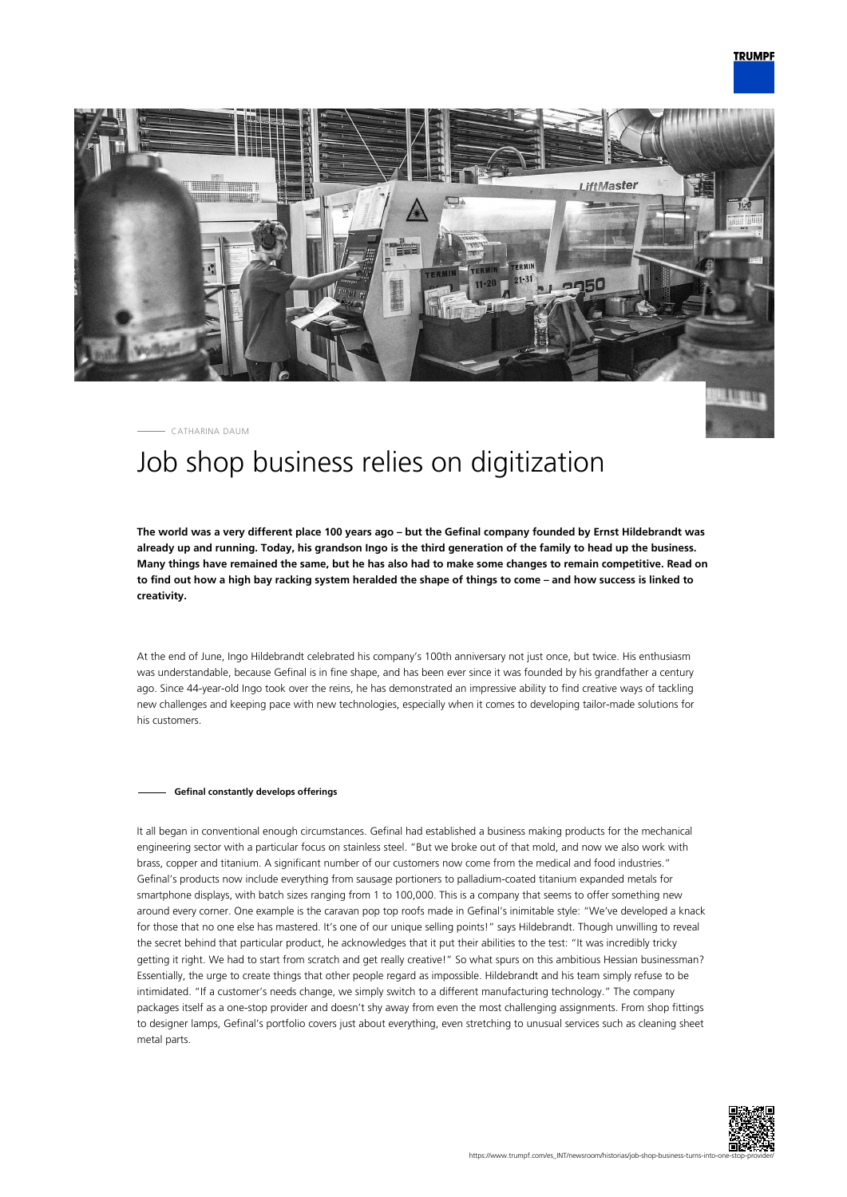CATHARINA DAUM

# Job shop business relies on digitization

**The world was a very different place 100 years ago – but the Gefinal company founded by Ernst Hildebrandt was already up and running. Today, his grandson Ingo is the third generation of the family to head up the business. Many things have remained the same, but he has also had to make some changes to remain competitive. Read on to find out how a high bay racking system heralded the shape of things to come – and how success is linked to creativity.**

At the end of June, Ingo Hildebrandt celebrated his company's 100th anniversary not just once, but twice. His enthusiasm was understandable, because Gefinal is in fine shape, and has been ever since it was founded by his grandfather a century ago. Since 44-year-old Ingo took over the reins, he has demonstrated an impressive ability to find creative ways of tackling new challenges and keeping pace with new technologies, especially when it comes to developing tailor-made solutions for his customers.

### Gefinal constantly develops offerings

It all began in conventional enough circumstances. Gefinal had established a business making products for the mechanical engineering sector with a particular focus on stainless steel. "But we broke out of that mold, and now we also work with brass, copper and titanium. A significant number of our customers now come from the medical and food industries." Gefinal's products now include everything from sausage portioners to palladium-coated titanium expanded metals for smartphone displays, with batch sizes ranging from 1 to 100,000. This is a company that seems to offer something new around every corner. One example is the caravan pop top roofs made in Gefinal's inimitable style: "We've developed a knack for those that no one else has mastered. It's one of our unique selling points!" says Hildebrandt. Though unwilling to reveal the secret behind that particular product, he acknowledges that it put their abilities to the test: "It was incredibly tricky getting it right. We had to start from scratch and get really creative!" So what spurs on this ambitious Hessian businessman? Essentially, the urge to create things that other people regard as impossible. Hildebrandt and his team simply refuse to be intimidated. "If a customer's needs change, we simply switch to a different manufacturing technology." The company packages itself as a one-stop provider and doesn't shy away from even the most challenging assignments. From shop fittings to designer lamps, Gefinal's portfolio covers just about everything, even stretching to unusual services such as cleaning sheet metal parts.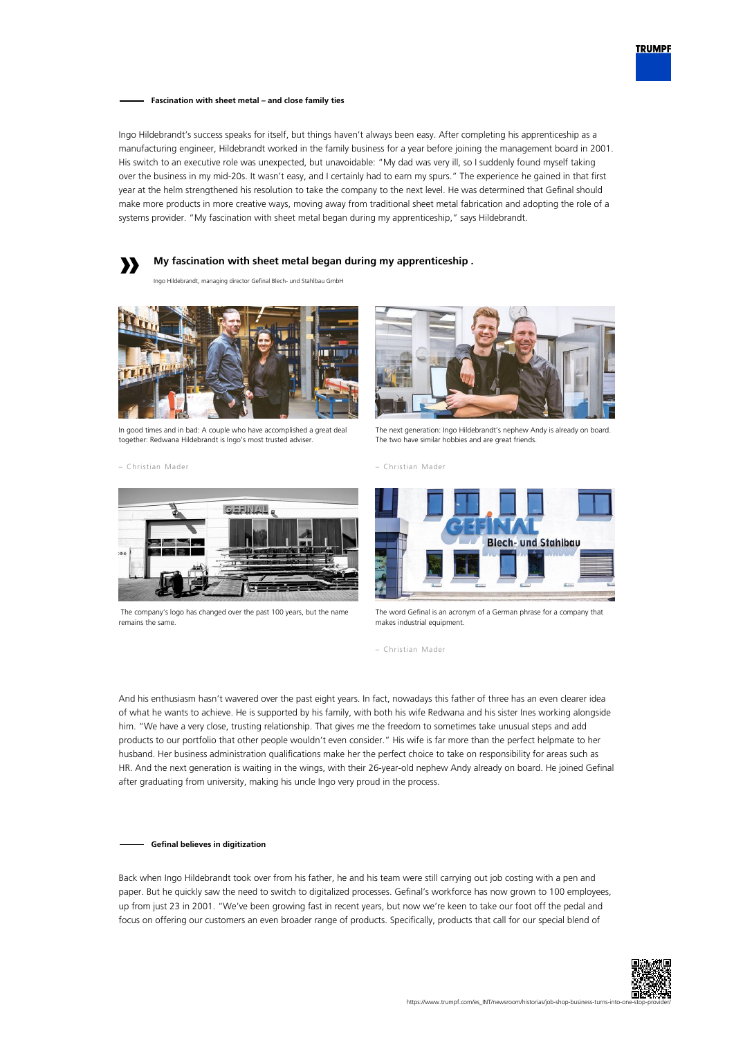## Fascination with sheet metal – and close family ties

Ingo Hildebrandt's success speaks for itself, but things haven't always been easy. After completing his apprenticeship as a manufacturing engineer, Hildebrandt worked in the family business for a year before joining the management board in 2001. His switch to an executive role was unexpected, but unavoidable: "My dad was very ill, so I suddenly found myself taking over the business in my mid-20s. It wasn't easy, and I certainly had to earn my spurs." The experience he gained in that first year at the helm strengthened his resolution to take the company to the next level. He was determined that Gefinal should make more products in more creative ways, moving away from traditional sheet metal fabrication and adopting the role of a systems provider. "My fascination with sheet metal began during my apprenticeship," says Hildebrandt.

> **My fascination with sheet metal began during my apprenticeship .**
>
> Ingo Hildebrandt, managing director Gefinal Blech- und Stahlbau GmbH

In good times and in bad: A couple who have accomplished a great deal together: Redwana Hildebrandt is Ingo's most trusted adviser.

– Christian Mader

The next generation: Ingo Hildebrandt's nephew Andy is already on board. The two have similar hobbies and are great friends.

– Christian Mader

The company's logo has changed over the past 100 years, but the name remains the same.

The word Gefinal is an acronym of a German phrase for a company that makes industrial equipment.

– Christian Mader

And his enthusiasm hasn't wavered over the past eight years. In fact, nowadays this father of three has an even clearer idea of what he wants to achieve. He is supported by his family, with both his wife Redwana and his sister Ines working alongside him. "We have a very close, trusting relationship. That gives me the freedom to sometimes take unusual steps and add products to our portfolio that other people wouldn't even consider." His wife is far more than the perfect helpmate to her husband. Her business administration qualifications make her the perfect choice to take on responsibility for areas such as HR. And the next generation is waiting in the wings, with their 26-year-old nephew Andy already on board. He joined Gefinal after graduating from university, making his uncle Ingo very proud in the process.

## Gefinal believes in digitization

Back when Ingo Hildebrandt took over from his father, he and his team were still carrying out job costing with a pen and paper. But he quickly saw the need to switch to digitalized processes. Gefinal's workforce has now grown to 100 employees, up from just 23 in 2001. "We've been growing fast in recent years, but now we're keen to take our foot off the pedal and focus on offering our customers an even broader range of products. Specifically, products that call for our special blend of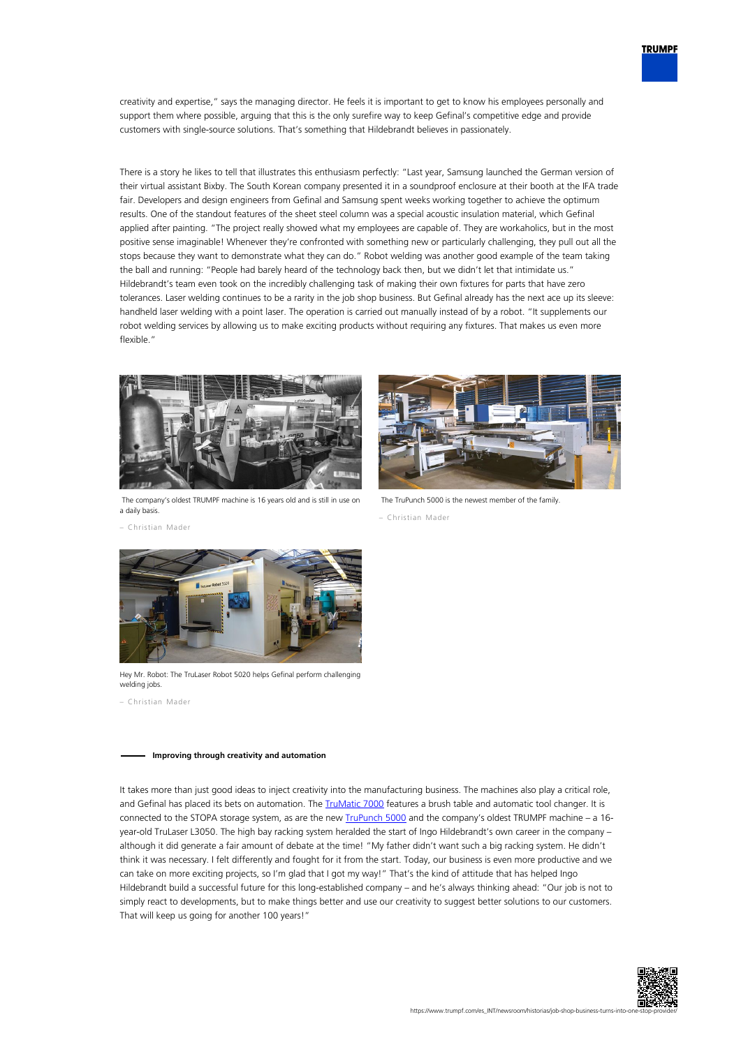creativity and expertise," says the managing director. He feels it is important to get to know his employees personally and support them where possible, arguing that this is the only surefire way to keep Gefinal's competitive edge and provide customers with single-source solutions. That's something that Hildebrandt believes in passionately.

There is a story he likes to tell that illustrates this enthusiasm perfectly: "Last year, Samsung launched the German version of their virtual assistant Bixby. The South Korean company presented it in a soundproof enclosure at their booth at the IFA trade fair. Developers and design engineers from Gefinal and Samsung spent weeks working together to achieve the optimum results. One of the standout features of the sheet steel column was a special acoustic insulation material, which Gefinal applied after painting. "The project really showed what my employees are capable of. They are workaholics, but in the most positive sense imaginable! Whenever they're confronted with something new or particularly challenging, they pull out all the stops because they want to demonstrate what they can do." Robot welding was another good example of the team taking the ball and running: "People had barely heard of the technology back then, but we didn't let that intimidate us." Hildebrandt's team even took on the incredibly challenging task of making their own fixtures for parts that have zero tolerances. Laser welding continues to be a rarity in the job shop business. But Gefinal already has the next ace up its sleeve: handheld laser welding with a point laser. The operation is carried out manually instead of by a robot. "It supplements our robot welding services by allowing us to make exciting products without requiring any fixtures. That makes us even more flexible."

The company's oldest TRUMPF machine is 16 years old and is still in use on a daily basis.

– Christian Mader

The TruPunch 5000 is the newest member of the family.

– Christian Mader

Hey Mr. Robot: The TruLaser Robot 5020 helps Gefinal perform challenging welding jobs.

– Christian Mader

## Improving through creativity and automation

It takes more than just good ideas to inject creativity into the manufacturing business. The machines also play a critical role, and Gefinal has placed its bets on automation. The TruMatic 7000 features a brush table and automatic tool changer. It is connected to the STOPA storage system, as are the new TruPunch 5000 and the company's oldest TRUMPF machine – a 16-year-old TruLaser L3050. The high bay racking system heralded the start of Ingo Hildebrandt's own career in the company – although it did generate a fair amount of debate at the time! "My father didn't want such a big racking system. He didn't think it was necessary. I felt differently and fought for it from the start. Today, our business is even more productive and we can take on more exciting projects, so I'm glad that I got my way!" That's the kind of attitude that has helped Ingo Hildebrandt build a successful future for this long-established company – and he's always thinking ahead: "Our job is not to simply react to developments, but to make things better and use our creativity to suggest better solutions to our customers. That will keep us going for another 100 years!"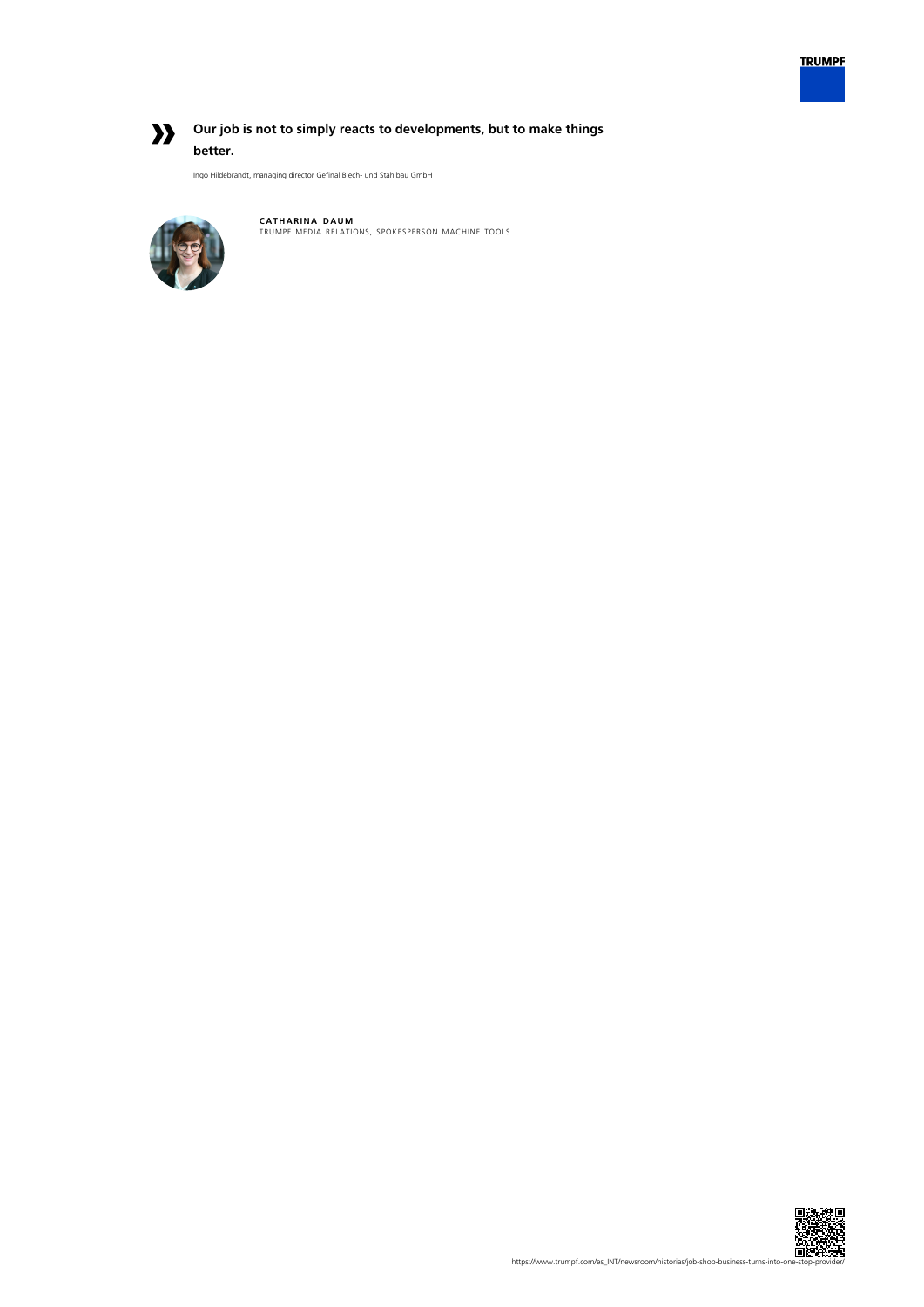» **Our job is not to simply reacts to developments, but to make things better.**

Ingo Hildebrandt, managing director Gefinal Blech- und Stahlbau GmbH

**CATHARINA DAUM**
TRUMPF MEDIA RELATIONS, SPOKESPERSON MACHINE TOOLS

https://www.trumpf.com/es_INT/newsroom/historias/job-shop-business-turns-into-one-stop-provider/